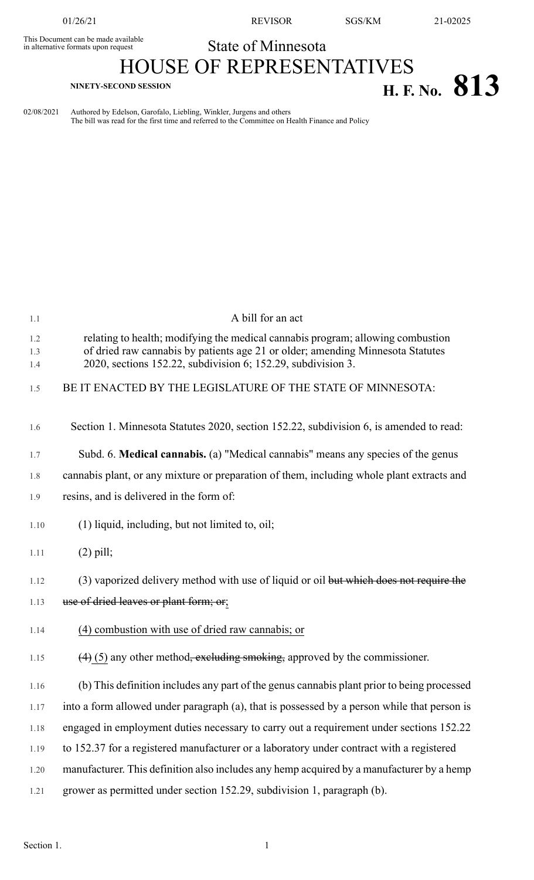This Document can be made available in alternative formats upon request

State of Minnesota

# HOUSE OF REPRESENTATIVES

**NINETY-SECOND SESSION**

# H. F. No. 813

02/08/2021 Authored by Edelson, Garofalo, Liebling, Winkler, Jurgens and others
The bill was read for the first time and referred to the Committee on Health Finance and Policy

A bill for an act

relating to health; modifying the medical cannabis program; allowing combustion of dried raw cannabis by patients age 21 or older; amending Minnesota Statutes 2020, sections 152.22, subdivision 6; 152.29, subdivision 3.

BE IT ENACTED BY THE LEGISLATURE OF THE STATE OF MINNESOTA:

Section 1. Minnesota Statutes 2020, section 152.22, subdivision 6, is amended to read:

Subd. 6. **Medical cannabis.** (a) "Medical cannabis" means any species of the genus cannabis plant, or any mixture or preparation of them, including whole plant extracts and resins, and is delivered in the form of:

(1) liquid, including, but not limited to, oil;

(2) pill;

(3) vaporized delivery method with use of liquid or oil ~~but which does not require the use of dried leaves or plant form; or~~;

(4) combustion with use of dried raw cannabis; or

~~(4)~~ (5) any other method~~, excluding smoking,~~ approved by the commissioner.

(b) This definition includes any part of the genus cannabis plant prior to being processed into a form allowed under paragraph (a), that is possessed by a person while that person is engaged in employment duties necessary to carry out a requirement under sections 152.22 to 152.37 for a registered manufacturer or a laboratory under contract with a registered manufacturer. This definition also includes any hemp acquired by a manufacturer by a hemp grower as permitted under section 152.29, subdivision 1, paragraph (b).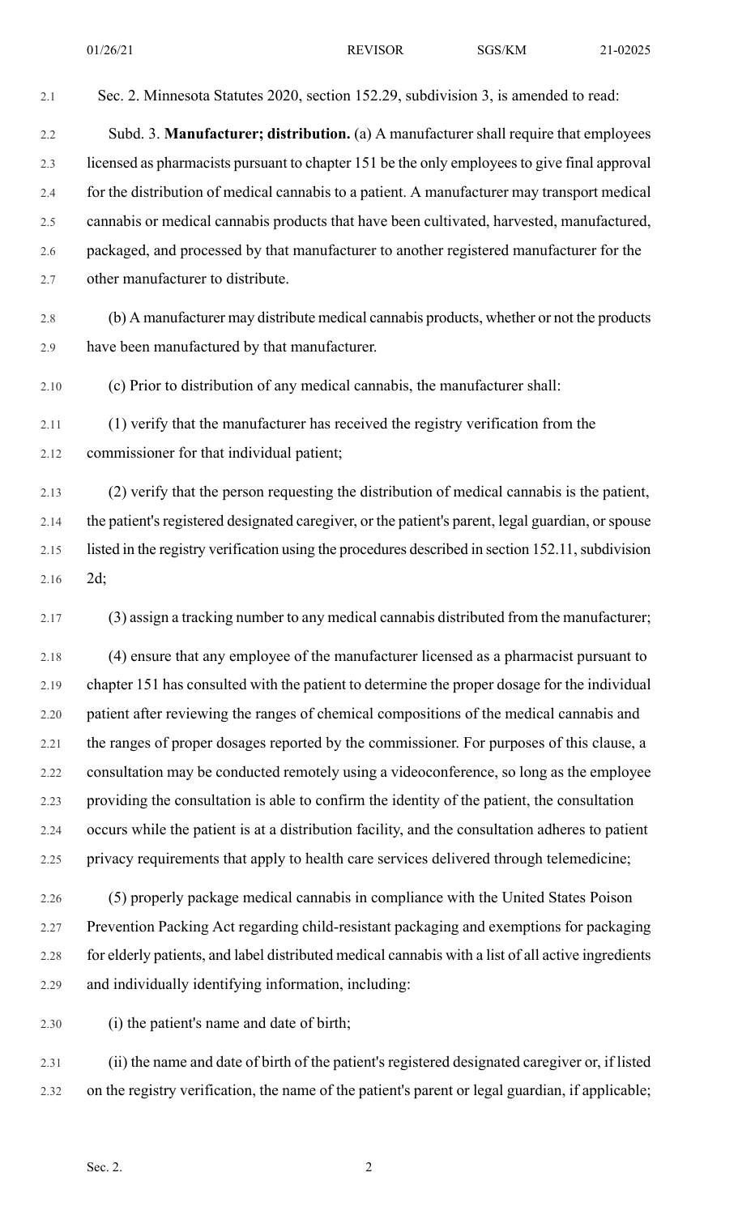Sec. 2. Minnesota Statutes 2020, section 152.29, subdivision 3, is amended to read:

Subd. 3. **Manufacturer; distribution.** (a) A manufacturer shall require that employees licensed as pharmacists pursuant to chapter 151 be the only employees to give final approval for the distribution of medical cannabis to a patient. A manufacturer may transport medical cannabis or medical cannabis products that have been cultivated, harvested, manufactured, packaged, and processed by that manufacturer to another registered manufacturer for the other manufacturer to distribute.

(b) A manufacturer may distribute medical cannabis products, whether or not the products have been manufactured by that manufacturer.

(c) Prior to distribution of any medical cannabis, the manufacturer shall:

(1) verify that the manufacturer has received the registry verification from the commissioner for that individual patient;

(2) verify that the person requesting the distribution of medical cannabis is the patient, the patient's registered designated caregiver, or the patient's parent, legal guardian, or spouse listed in the registry verification using the procedures described in section 152.11, subdivision 2d;

(3) assign a tracking number to any medical cannabis distributed from the manufacturer;

(4) ensure that any employee of the manufacturer licensed as a pharmacist pursuant to chapter 151 has consulted with the patient to determine the proper dosage for the individual patient after reviewing the ranges of chemical compositions of the medical cannabis and the ranges of proper dosages reported by the commissioner. For purposes of this clause, a consultation may be conducted remotely using a videoconference, so long as the employee providing the consultation is able to confirm the identity of the patient, the consultation occurs while the patient is at a distribution facility, and the consultation adheres to patient privacy requirements that apply to health care services delivered through telemedicine;

(5) properly package medical cannabis in compliance with the United States Poison Prevention Packing Act regarding child-resistant packaging and exemptions for packaging for elderly patients, and label distributed medical cannabis with a list of all active ingredients and individually identifying information, including:

(i) the patient's name and date of birth;

(ii) the name and date of birth of the patient's registered designated caregiver or, if listed on the registry verification, the name of the patient's parent or legal guardian, if applicable;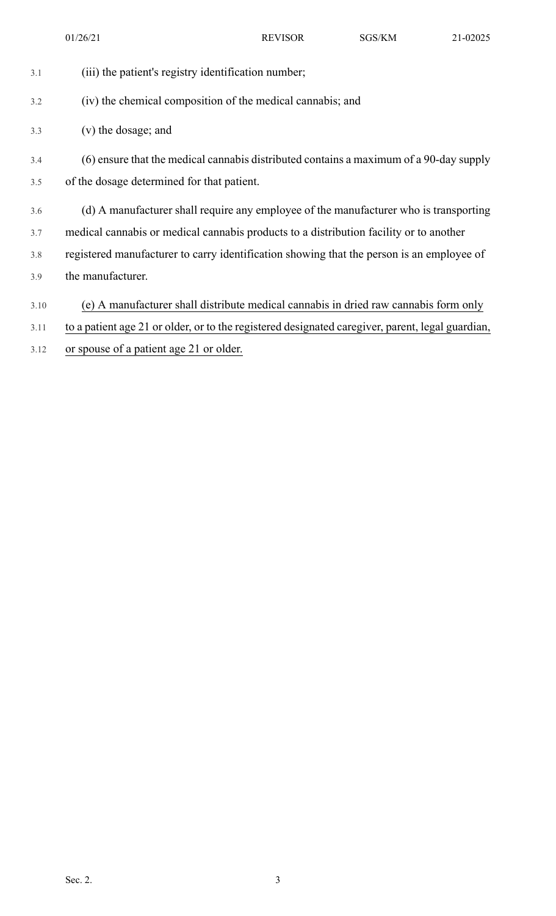(iii) the patient's registry identification number;

(iv) the chemical composition of the medical cannabis; and

(v) the dosage; and

(6) ensure that the medical cannabis distributed contains a maximum of a 90-day supply of the dosage determined for that patient.

(d) A manufacturer shall require any employee of the manufacturer who is transporting medical cannabis or medical cannabis products to a distribution facility or to another registered manufacturer to carry identification showing that the person is an employee of the manufacturer.

(e) A manufacturer shall distribute medical cannabis in dried raw cannabis form only to a patient age 21 or older, or to the registered designated caregiver, parent, legal guardian, or spouse of a patient age 21 or older.